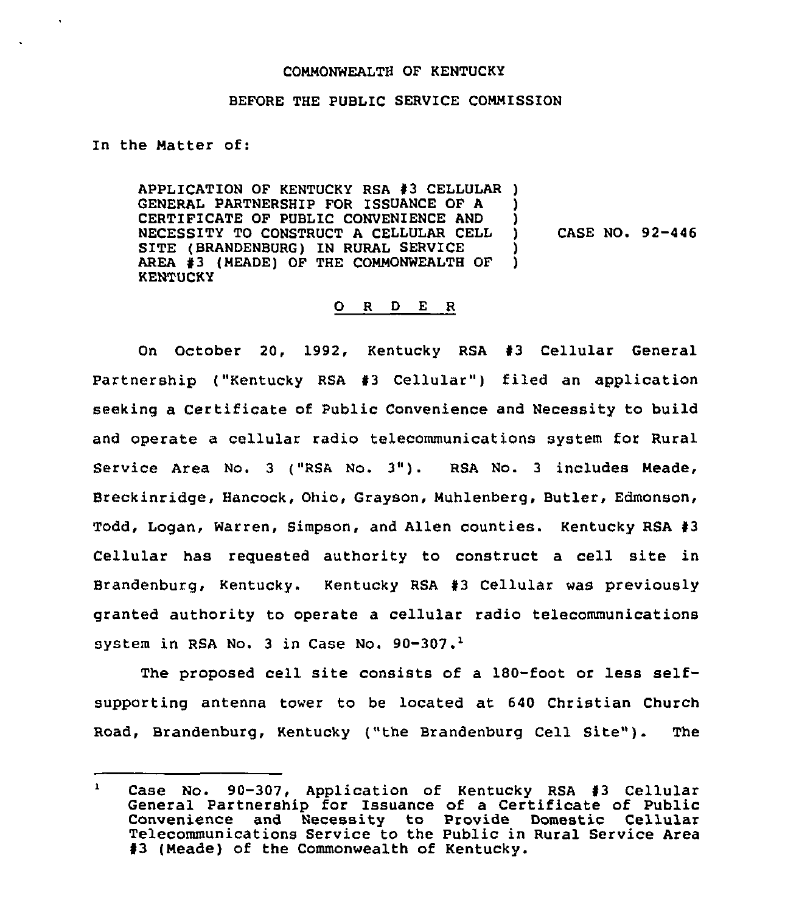COMMONWEALTH OF KENTUCKY

BEFORE THE PUBLIC SERVICE COMMISSION

In the Matter of:

APPLICATION OF KENTUCKY RSA #3 CELLULAR GENERAL PARTNERSHIP FOR ISSUANCE OF A CERTIFICATE OF PUBLIC CONVENIENCE AND NECESSITY TO CONSTRUCT A CELLULAR CELL SITE (BRANDENBURG) IN RURAL SERVICE AREA #3 (MEADE) OF THE COMMONWEALTH OF KENTUCKY ) CASE NO. 92-446

## O R D E R

On October 20, 1992, Kentucky RSA #3 Cellular General Partnership ("Kentucky RSA #3 Cellular") filed an application seeking a Certificate of Public Convenience and Necessity to build and operate a cellular radio telecommunications system for Rural Service Area No. 3 ("RSA No. 3"). RSA No. 3 includes Meade, Breckinridge, Hancock, Ohio, Grayson, Muhlenberg, Butler, Edmonson, Todd, Logan, Warren, Simpson, and Allen counties. Kentucky RSA #3 Cellular has requested authority to construct a cell site in Brandenburg, Kentucky. Kentucky RSA #3 Cellular was previously granted authority to operate a cellular radio telecommunications system in RSA No. 3 in Case No. 90-307.[1]

The proposed cell site consists of a 180-foot or less self-supporting antenna tower to be located at 640 Christian Church Road, Brandenburg, Kentucky ("the Brandenburg Cell Site"). The

[1] Case No. 90-307, Application of Kentucky RSA #3 Cellular General Partnership for Issuance of a Certificate of Public Convenience and Necessity to Provide Domestic Cellular Telecommunications Service to the Public in Rural Service Area #3 (Meade) of the Commonwealth of Kentucky.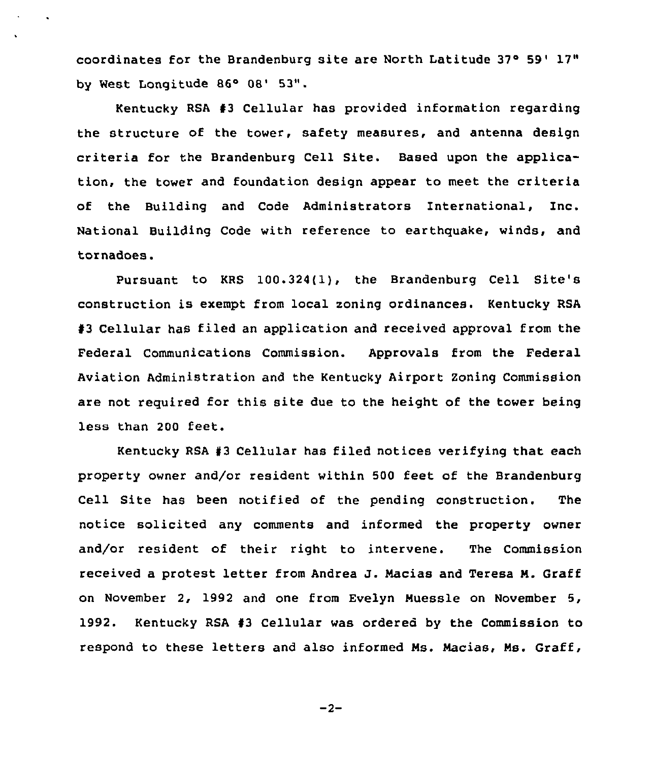coordinates for the Brandenburg site are North Latitude 37° 59' 17" by West Longitude 86° 08' 53".

Kentucky RSA #3 Cellular has provided information regarding the structure of the tower, safety measures, and antenna design criteria for the Brandenburg Cell Site. Based upon the application, the tower and foundation design appear to meet the criteria of the Building and Code Administrators International, Inc. National Building Code with reference to earthquake, winds, and tornadoes.

Pursuant to KRS 100.324(1), the Brandenburg Cell Site's construction is exempt from local zoning ordinances. Kentucky RSA #3 Cellular has filed an application and received approval from the Federal Communications Commission. Approvals from the Federal Aviation Administration and the Kentucky Airport Zoning Commission are not required for this site due to the height of the tower being less than 200 feet.

Kentucky RSA #3 Cellular has filed notices verifying that each property owner and/or resident within 500 feet of the Brandenburg Cell Site has been notified of the pending construction. The notice solicited any comments and informed the property owner and/or resident of their right to intervene. The Commission received a protest letter from Andrea J. Macias and Teresa M. Graff on November 2, 1992 and one from Evelyn Muessle on November 5, 1992. Kentucky RSA #3 Cellular was ordered by the Commission to respond to these letters and also informed Ms. Macias, Ms. Graff,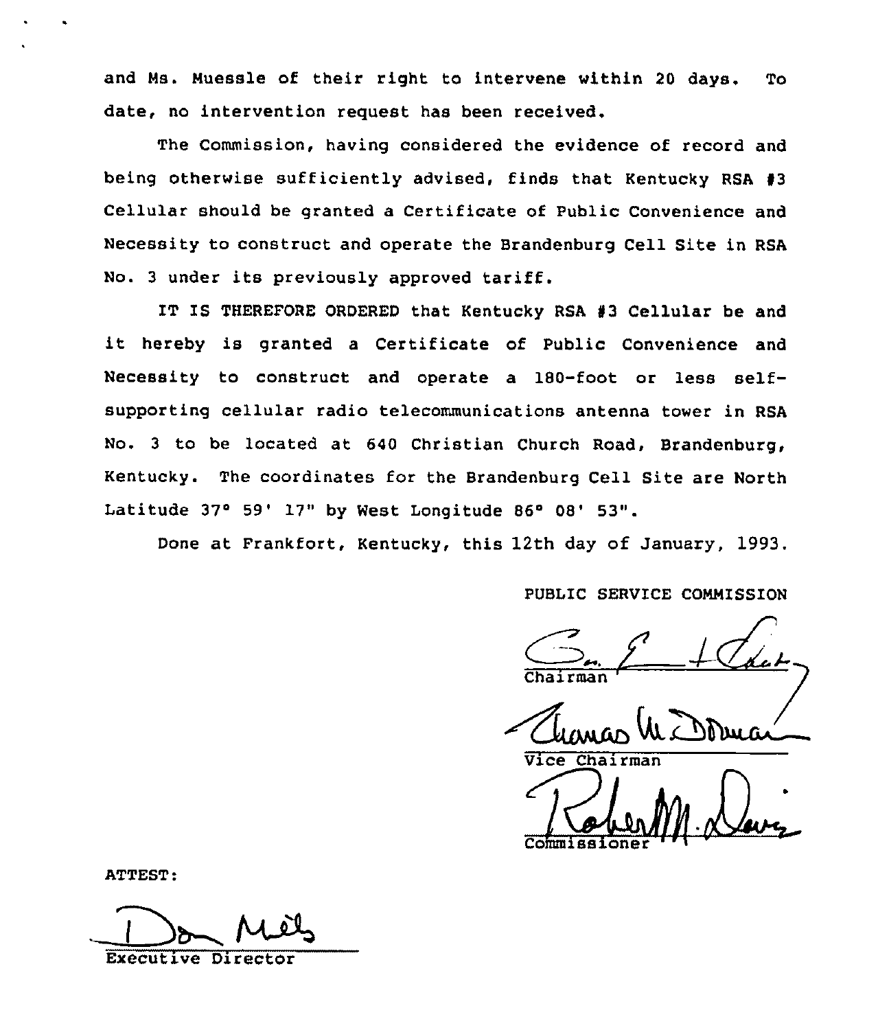and Ms. Muessle of their right to intervene within 20 days. To date, no intervention request has been received.

The Commission, having considered the evidence of record and being otherwise sufficiently advised, finds that Kentucky RSA #3 Cellular should be granted a Certificate of Public Convenience and Necessity to construct and operate the Brandenburg Cell Site in RSA No. 3 under its previously approved tariff.

IT IS THEREFORE ORDERED that Kentucky RSA #3 Cellular be and it hereby is granted a Certificate of Public Convenience and Necessity to construct and operate a 180-foot or less self-supporting cellular radio telecommunications antenna tower in RSA No. 3 to be located at 640 Christian Church Road, Brandenburg, Kentucky. The coordinates for the Brandenburg Cell Site are North Latitude 37° 59' 17" by West Longitude 86° 08' 53".

Done at Frankfort, Kentucky, this 12th day of January, 1993.

PUBLIC SERVICE COMMISSION

Chairman

Vice Chairman

Commissioner

ATTEST:

Executive Director